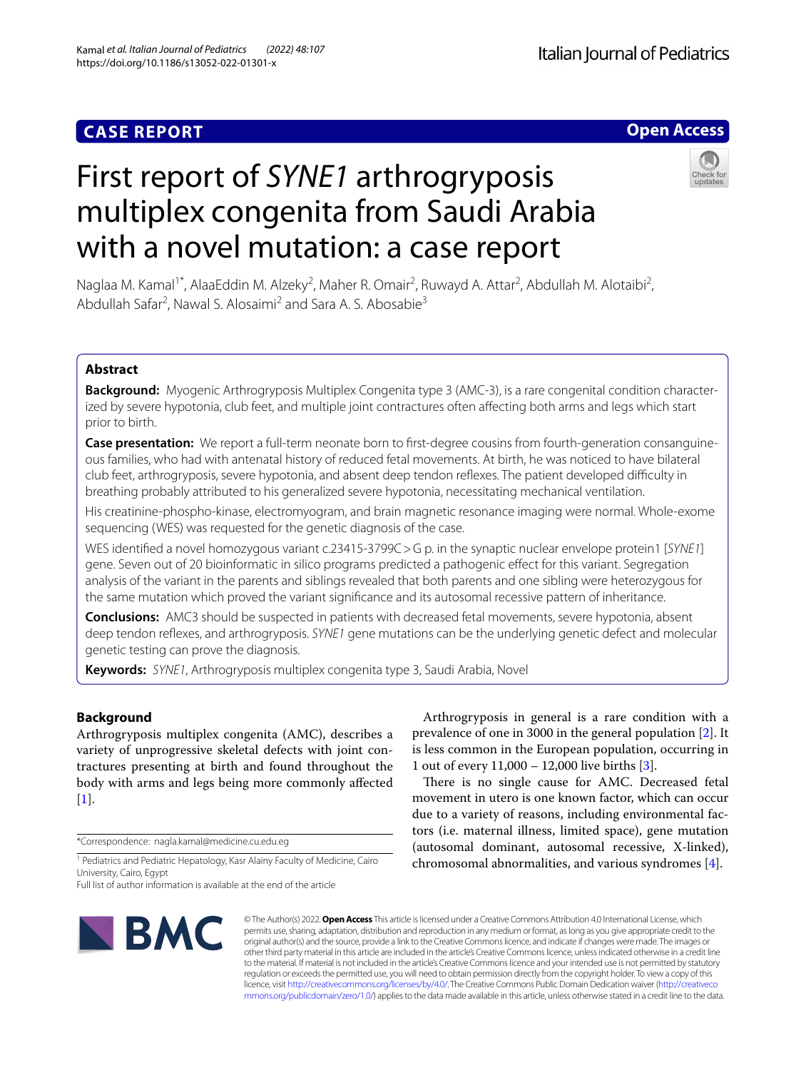CASE REPORT

Open Access

# First report of *SYNE1* arthrogryposis multiplex congenita from Saudi Arabia with a novel mutation: a case report

Naglaa M. Kamal[1*], AlaaEddin M. Alzeky[2], Maher R. Omair[2], Ruwayd A. Attar[2], Abdullah M. Alotaibi[2], Abdullah Safar[2], Nawal S. Alosaimi[2] and Sara A. S. Abosabie[3]

## Abstract

**Background:** Myogenic Arthrogryposis Multiplex Congenita type 3 (AMC-3), is a rare congenital condition characterized by severe hypotonia, club feet, and multiple joint contractures often affecting both arms and legs which start prior to birth.

**Case presentation:** We report a full-term neonate born to first-degree cousins from fourth-generation consanguineous families, who had with antenatal history of reduced fetal movements. At birth, he was noticed to have bilateral club feet, arthrogryposis, severe hypotonia, and absent deep tendon reflexes. The patient developed difficulty in breathing probably attributed to his generalized severe hypotonia, necessitating mechanical ventilation.

His creatinine-phospho-kinase, electromyogram, and brain magnetic resonance imaging were normal. Whole-exome sequencing (WES) was requested for the genetic diagnosis of the case.

WES identified a novel homozygous variant c.23415-3799C > G p. in the synaptic nuclear envelope protein1 [*SYNE1*] gene. Seven out of 20 bioinformatic in silico programs predicted a pathogenic effect for this variant. Segregation analysis of the variant in the parents and siblings revealed that both parents and one sibling were heterozygous for the same mutation which proved the variant significance and its autosomal recessive pattern of inheritance.

**Conclusions:** AMC3 should be suspected in patients with decreased fetal movements, severe hypotonia, absent deep tendon reflexes, and arthrogryposis. *SYNE1* gene mutations can be the underlying genetic defect and molecular genetic testing can prove the diagnosis.

**Keywords:** *SYNE1*, Arthrogryposis multiplex congenita type 3, Saudi Arabia, Novel

## Background

Arthrogryposis multiplex congenita (AMC), describes a variety of unprogressive skeletal defects with joint contractures presenting at birth and found throughout the body with arms and legs being more commonly affected [1].

Arthrogryposis in general is a rare condition with a prevalence of one in 3000 in the general population [2]. It is less common in the European population, occurring in 1 out of every 11,000 – 12,000 live births [3].

There is no single cause for AMC. Decreased fetal movement in utero is one known factor, which can occur due to a variety of reasons, including environmental factors (i.e. maternal illness, limited space), gene mutation (autosomal dominant, autosomal recessive, X-linked), chromosomal abnormalities, and various syndromes [4].

*Correspondence: nagla.kamal@medicine.cu.edu.eg

[1] Pediatrics and Pediatric Hepatology, Kasr Alainy Faculty of Medicine, Cairo University, Cairo, Egypt

Full list of author information is available at the end of the article

© The Author(s) 2022. **Open Access** This article is licensed under a Creative Commons Attribution 4.0 International License, which permits use, sharing, adaptation, distribution and reproduction in any medium or format, as long as you give appropriate credit to the original author(s) and the source, provide a link to the Creative Commons licence, and indicate if changes were made. The images or other third party material in this article are included in the article's Creative Commons licence, unless indicated otherwise in a credit line to the material. If material is not included in the article's Creative Commons licence and your intended use is not permitted by statutory regulation or exceeds the permitted use, you will need to obtain permission directly from the copyright holder. To view a copy of this licence, visit http://creativecommons.org/licenses/by/4.0/. The Creative Commons Public Domain Dedication waiver (http://creativecommons.org/publicdomain/zero/1.0/) applies to the data made available in this article, unless otherwise stated in a credit line to the data.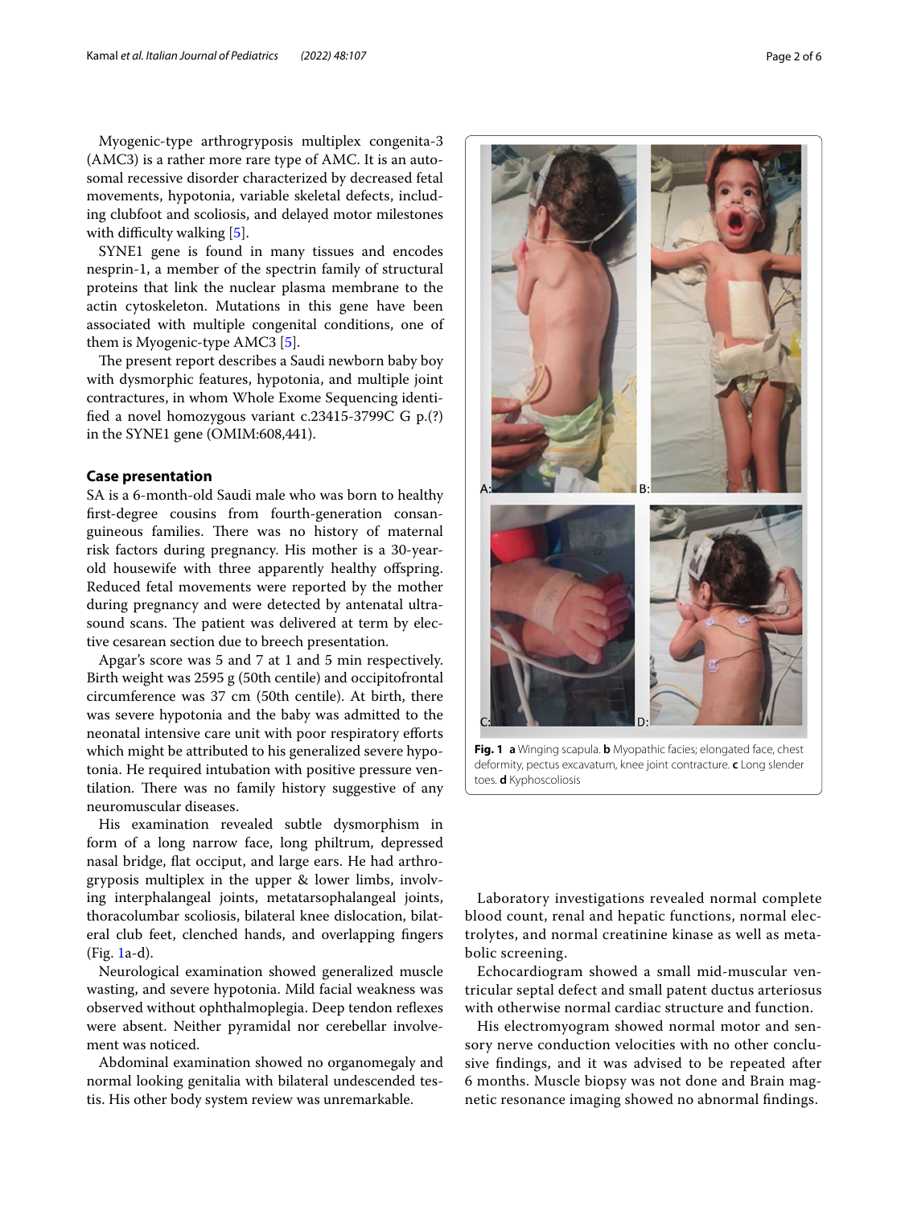Myogenic-type arthrogryposis multiplex congenita-3 (AMC3) is a rather more rare type of AMC. It is an autosomal recessive disorder characterized by decreased fetal movements, hypotonia, variable skeletal defects, including clubfoot and scoliosis, and delayed motor milestones with difficulty walking [5].

SYNE1 gene is found in many tissues and encodes nesprin-1, a member of the spectrin family of structural proteins that link the nuclear plasma membrane to the actin cytoskeleton. Mutations in this gene have been associated with multiple congenital conditions, one of them is Myogenic-type AMC3 [5].

The present report describes a Saudi newborn baby boy with dysmorphic features, hypotonia, and multiple joint contractures, in whom Whole Exome Sequencing identified a novel homozygous variant c.23415-3799C G p.(?) in the SYNE1 gene (OMIM:608,441).

## Case presentation

SA is a 6-month-old Saudi male who was born to healthy first-degree cousins from fourth-generation consanguineous families. There was no history of maternal risk factors during pregnancy. His mother is a 30-year-old housewife with three apparently healthy offspring. Reduced fetal movements were reported by the mother during pregnancy and were detected by antenatal ultrasound scans. The patient was delivered at term by elective cesarean section due to breech presentation.

Apgar's score was 5 and 7 at 1 and 5 min respectively. Birth weight was 2595 g (50th centile) and occipitofrontal circumference was 37 cm (50th centile). At birth, there was severe hypotonia and the baby was admitted to the neonatal intensive care unit with poor respiratory efforts which might be attributed to his generalized severe hypotonia. He required intubation with positive pressure ventilation. There was no family history suggestive of any neuromuscular diseases.

His examination revealed subtle dysmorphism in form of a long narrow face, long philtrum, depressed nasal bridge, flat occiput, and large ears. He had arthrogryposis multiplex in the upper & lower limbs, involving interphalangeal joints, metatarsophalangeal joints, thoracolumbar scoliosis, bilateral knee dislocation, bilateral club feet, clenched hands, and overlapping fingers (Fig. 1a-d).

Neurological examination showed generalized muscle wasting, and severe hypotonia. Mild facial weakness was observed without ophthalmoplegia. Deep tendon reflexes were absent. Neither pyramidal nor cerebellar involvement was noticed.

Abdominal examination showed no organomegaly and normal looking genitalia with bilateral undescended testis. His other body system review was unremarkable.

**Fig. 1** **a** Winging scapula. **b** Myopathic facies; elongated face, chest deformity, pectus excavatum, knee joint contracture. **c** Long slender toes. **d** Kyphoscoliosis

Laboratory investigations revealed normal complete blood count, renal and hepatic functions, normal electrolytes, and normal creatinine kinase as well as metabolic screening.

Echocardiogram showed a small mid-muscular ventricular septal defect and small patent ductus arteriosus with otherwise normal cardiac structure and function.

His electromyogram showed normal motor and sensory nerve conduction velocities with no other conclusive findings, and it was advised to be repeated after 6 months. Muscle biopsy was not done and Brain magnetic resonance imaging showed no abnormal findings.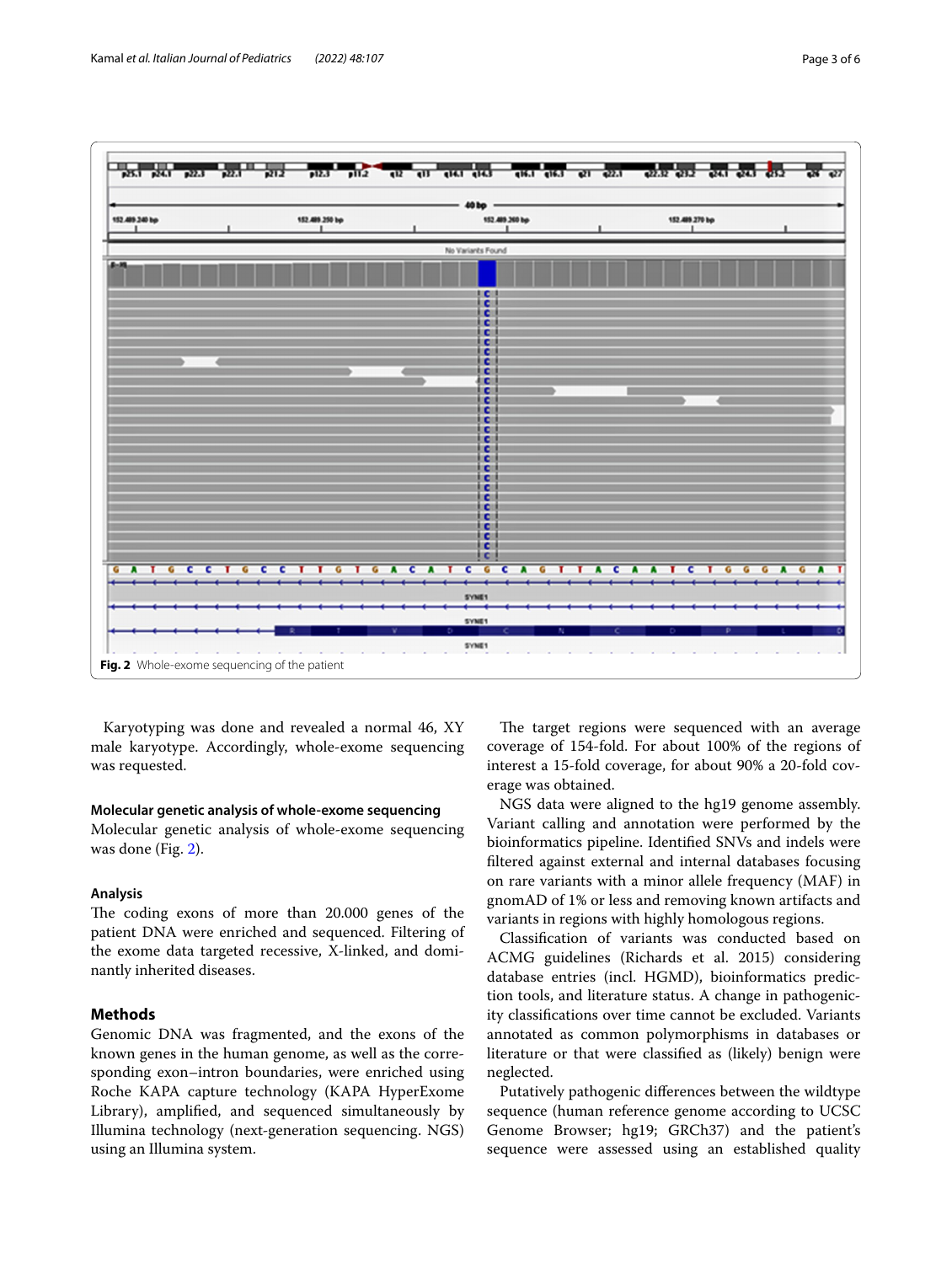Fig. 2 Whole-exome sequencing of the patient

Karyotyping was done and revealed a normal 46, XY male karyotype. Accordingly, whole-exome sequencing was requested.

### Molecular genetic analysis of whole-exome sequencing

Molecular genetic analysis of whole-exome sequencing was done (Fig. 2).

### Analysis

The coding exons of more than 20.000 genes of the patient DNA were enriched and sequenced. Filtering of the exome data targeted recessive, X-linked, and dominantly inherited diseases.

## Methods

Genomic DNA was fragmented, and the exons of the known genes in the human genome, as well as the corresponding exon–intron boundaries, were enriched using Roche KAPA capture technology (KAPA HyperExome Library), amplified, and sequenced simultaneously by Illumina technology (next-generation sequencing. NGS) using an Illumina system.

The target regions were sequenced with an average coverage of 154-fold. For about 100% of the regions of interest a 15-fold coverage, for about 90% a 20-fold coverage was obtained.

NGS data were aligned to the hg19 genome assembly. Variant calling and annotation were performed by the bioinformatics pipeline. Identified SNVs and indels were filtered against external and internal databases focusing on rare variants with a minor allele frequency (MAF) in gnomAD of 1% or less and removing known artifacts and variants in regions with highly homologous regions.

Classification of variants was conducted based on ACMG guidelines (Richards et al. 2015) considering database entries (incl. HGMD), bioinformatics prediction tools, and literature status. A change in pathogenicity classifications over time cannot be excluded. Variants annotated as common polymorphisms in databases or literature or that were classified as (likely) benign were neglected.

Putatively pathogenic differences between the wildtype sequence (human reference genome according to UCSC Genome Browser; hg19; GRCh37) and the patient's sequence were assessed using an established quality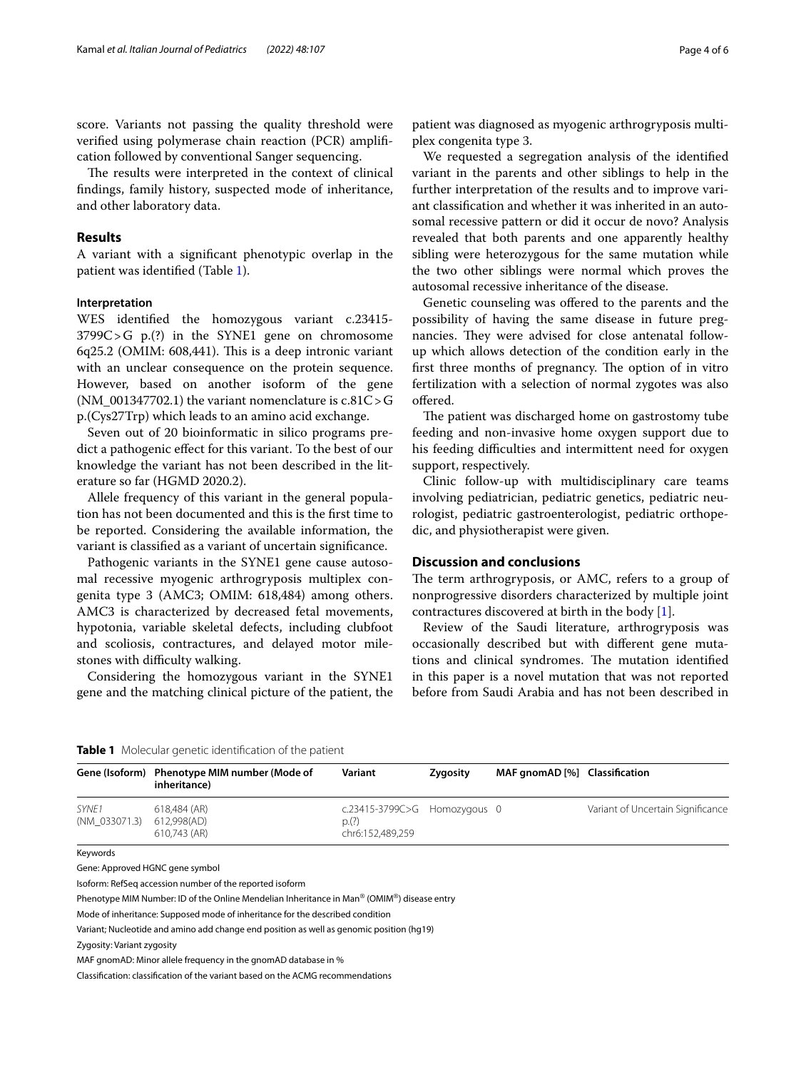score. Variants not passing the quality threshold were verified using polymerase chain reaction (PCR) amplification followed by conventional Sanger sequencing.

The results were interpreted in the context of clinical findings, family history, suspected mode of inheritance, and other laboratory data.

## Results

A variant with a significant phenotypic overlap in the patient was identified (Table 1).

### Interpretation

WES identified the homozygous variant c.23415-3799C > G p.(?) in the SYNE1 gene on chromosome 6q25.2 (OMIM: 608,441). This is a deep intronic variant with an unclear consequence on the protein sequence. However, based on another isoform of the gene (NM_001347702.1) the variant nomenclature is c.81C > G p.(Cys27Trp) which leads to an amino acid exchange.

Seven out of 20 bioinformatic in silico programs predict a pathogenic effect for this variant. To the best of our knowledge the variant has not been described in the literature so far (HGMD 2020.2).

Allele frequency of this variant in the general population has not been documented and this is the first time to be reported. Considering the available information, the variant is classified as a variant of uncertain significance.

Pathogenic variants in the SYNE1 gene cause autosomal recessive myogenic arthrogryposis multiplex congenita type 3 (AMC3; OMIM: 618,484) among others. AMC3 is characterized by decreased fetal movements, hypotonia, variable skeletal defects, including clubfoot and scoliosis, contractures, and delayed motor milestones with difficulty walking.

Considering the homozygous variant in the SYNE1 gene and the matching clinical picture of the patient, the patient was diagnosed as myogenic arthrogryposis multiplex congenita type 3.

We requested a segregation analysis of the identified variant in the parents and other siblings to help in the further interpretation of the results and to improve variant classification and whether it was inherited in an autosomal recessive pattern or did it occur de novo? Analysis revealed that both parents and one apparently healthy sibling were heterozygous for the same mutation while the two other siblings were normal which proves the autosomal recessive inheritance of the disease.

Genetic counseling was offered to the parents and the possibility of having the same disease in future pregnancies. They were advised for close antenatal follow-up which allows detection of the condition early in the first three months of pregnancy. The option of in vitro fertilization with a selection of normal zygotes was also offered.

The patient was discharged home on gastrostomy tube feeding and non-invasive home oxygen support due to his feeding difficulties and intermittent need for oxygen support, respectively.

Clinic follow-up with multidisciplinary care teams involving pediatrician, pediatric genetics, pediatric neurologist, pediatric gastroenterologist, pediatric orthopedic, and physiotherapist were given.

## Discussion and conclusions

The term arthrogryposis, or AMC, refers to a group of nonprogressive disorders characterized by multiple joint contractures discovered at birth in the body [1].

Review of the Saudi literature, arthrogryposis was occasionally described but with different gene mutations and clinical syndromes. The mutation identified in this paper is a novel mutation that was not reported before from Saudi Arabia and has not been described in

**Table 1** Molecular genetic identification of the patient

| Gene (Isoform) | Phenotype MIM number (Mode of inheritance) | Variant | Zygosity | MAF gnomAD [%] | Classification |
|---|---|---|---|---|---|
| *SYNE1* (NM_033071.3) | 618,484 (AR) 612,998(AD) 610,743 (AR) | c.23415-3799C>G p.(?) chr6:152,489,259 | Homozygous | 0 | Variant of Uncertain Significance |

Keywords

Gene: Approved HGNC gene symbol

Isoform: RefSeq accession number of the reported isoform

Phenotype MIM Number: ID of the Online Mendelian Inheritance in Man® (OMIM®) disease entry

Mode of inheritance: Supposed mode of inheritance for the described condition

Variant; Nucleotide and amino add change end position as well as genomic position (hg19)

Zygosity: Variant zygosity

MAF gnomAD: Minor allele frequency in the gnomAD database in %

Classification: classification of the variant based on the ACMG recommendations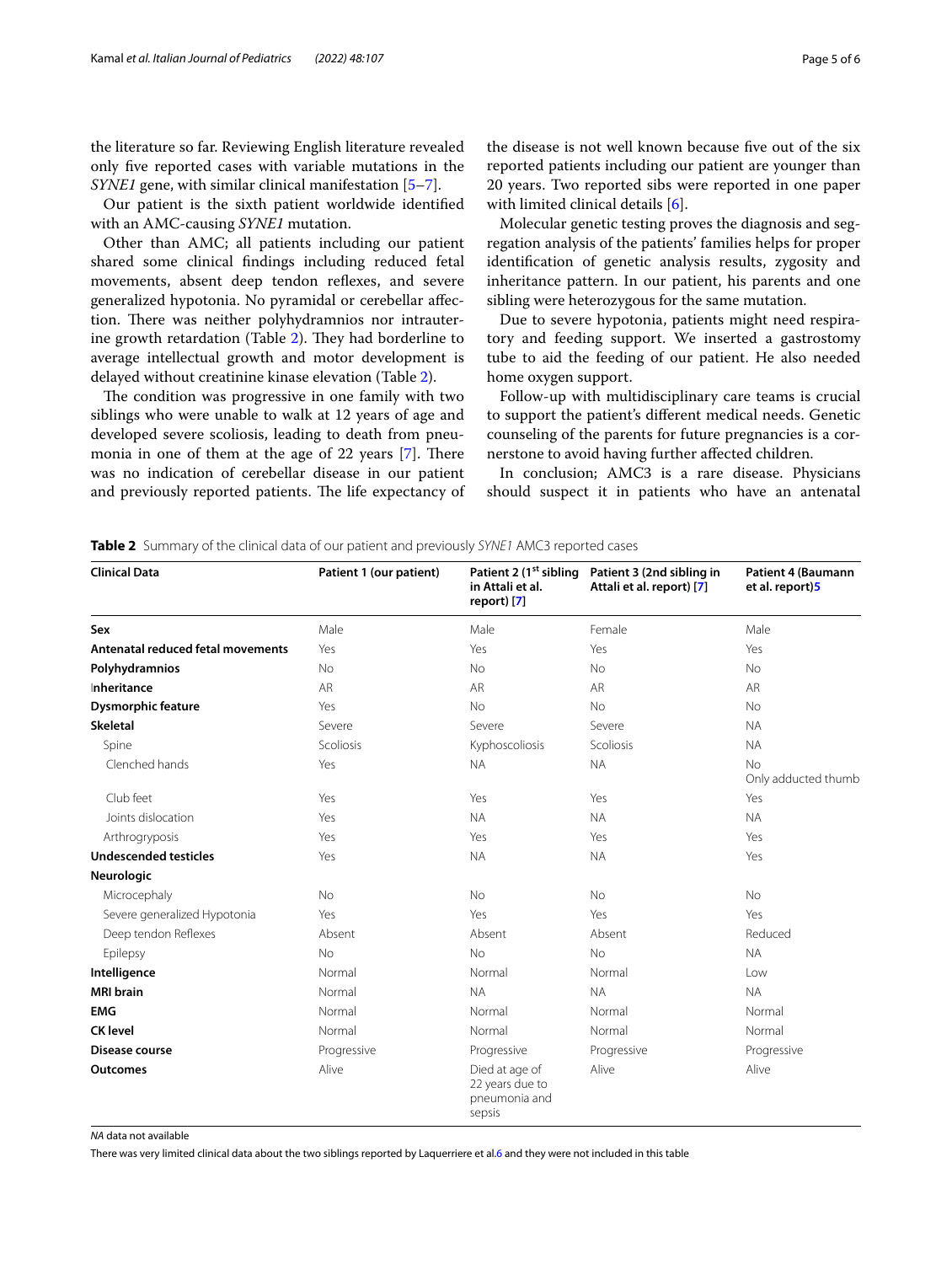the literature so far. Reviewing English literature revealed only five reported cases with variable mutations in the *SYNE1* gene, with similar clinical manifestation [5–7].

Our patient is the sixth patient worldwide identified with an AMC-causing *SYNE1* mutation.

Other than AMC; all patients including our patient shared some clinical findings including reduced fetal movements, absent deep tendon reflexes, and severe generalized hypotonia. No pyramidal or cerebellar affection. There was neither polyhydramnios nor intrauterine growth retardation (Table 2). They had borderline to average intellectual growth and motor development is delayed without creatinine kinase elevation (Table 2).

The condition was progressive in one family with two siblings who were unable to walk at 12 years of age and developed severe scoliosis, leading to death from pneumonia in one of them at the age of 22 years [7]. There was no indication of cerebellar disease in our patient and previously reported patients. The life expectancy of the disease is not well known because five out of the six reported patients including our patient are younger than 20 years. Two reported sibs were reported in one paper with limited clinical details [6].

Molecular genetic testing proves the diagnosis and segregation analysis of the patients' families helps for proper identification of genetic analysis results, zygosity and inheritance pattern. In our patient, his parents and one sibling were heterozygous for the same mutation.

Due to severe hypotonia, patients might need respiratory and feeding support. We inserted a gastrostomy tube to aid the feeding of our patient. He also needed home oxygen support.

Follow-up with multidisciplinary care teams is crucial to support the patient's different medical needs. Genetic counseling of the parents for future pregnancies is a cornerstone to avoid having further affected children.

In conclusion; AMC3 is a rare disease. Physicians should suspect it in patients who have an antenatal

**Table 2** Summary of the clinical data of our patient and previously *SYNE1* AMC3 reported cases

| Clinical Data | Patient 1 (our patient) | Patient 2 (1st sibling in Attali et al. report) [7] | Patient 3 (2nd sibling in Attali et al. report) [7] | Patient 4 (Baumann et al. report)5 |
|---|---|---|---|---|
| **Sex** | Male | Male | Female | Male |
| **Antenatal reduced fetal movements** | Yes | Yes | Yes | Yes |
| **Polyhydramnios** | No | No | No | No |
| **Inheritance** | AR | AR | AR | AR |
| **Dysmorphic feature** | Yes | No | No | No |
| **Skeletal** | Severe | Severe | Severe | NA |
| Spine | Scoliosis | Kyphoscoliosis | Scoliosis | NA |
| Clenched hands | Yes | NA | NA | No Only adducted thumb |
| Club feet | Yes | Yes | Yes | Yes |
| Joints dislocation | Yes | NA | NA | NA |
| Arthrogryposis | Yes | Yes | Yes | Yes |
| **Undescended testicles** | Yes | NA | NA | Yes |
| **Neurologic** | | | | |
| Microcephaly | No | No | No | No |
| Severe generalized Hypotonia | Yes | Yes | Yes | Yes |
| Deep tendon Reflexes | Absent | Absent | Absent | Reduced |
| Epilepsy | No | No | No | NA |
| **Intelligence** | Normal | Normal | Normal | Low |
| **MRI brain** | Normal | NA | NA | NA |
| **EMG** | Normal | Normal | Normal | Normal |
| **CK level** | Normal | Normal | Normal | Normal |
| **Disease course** | Progressive | Progressive | Progressive | Progressive |
| **Outcomes** | Alive | Died at age of 22 years due to pneumonia and sepsis | Alive | Alive |

*NA* data not available

There was very limited clinical data about the two siblings reported by Laquerriere et al.6 and they were not included in this table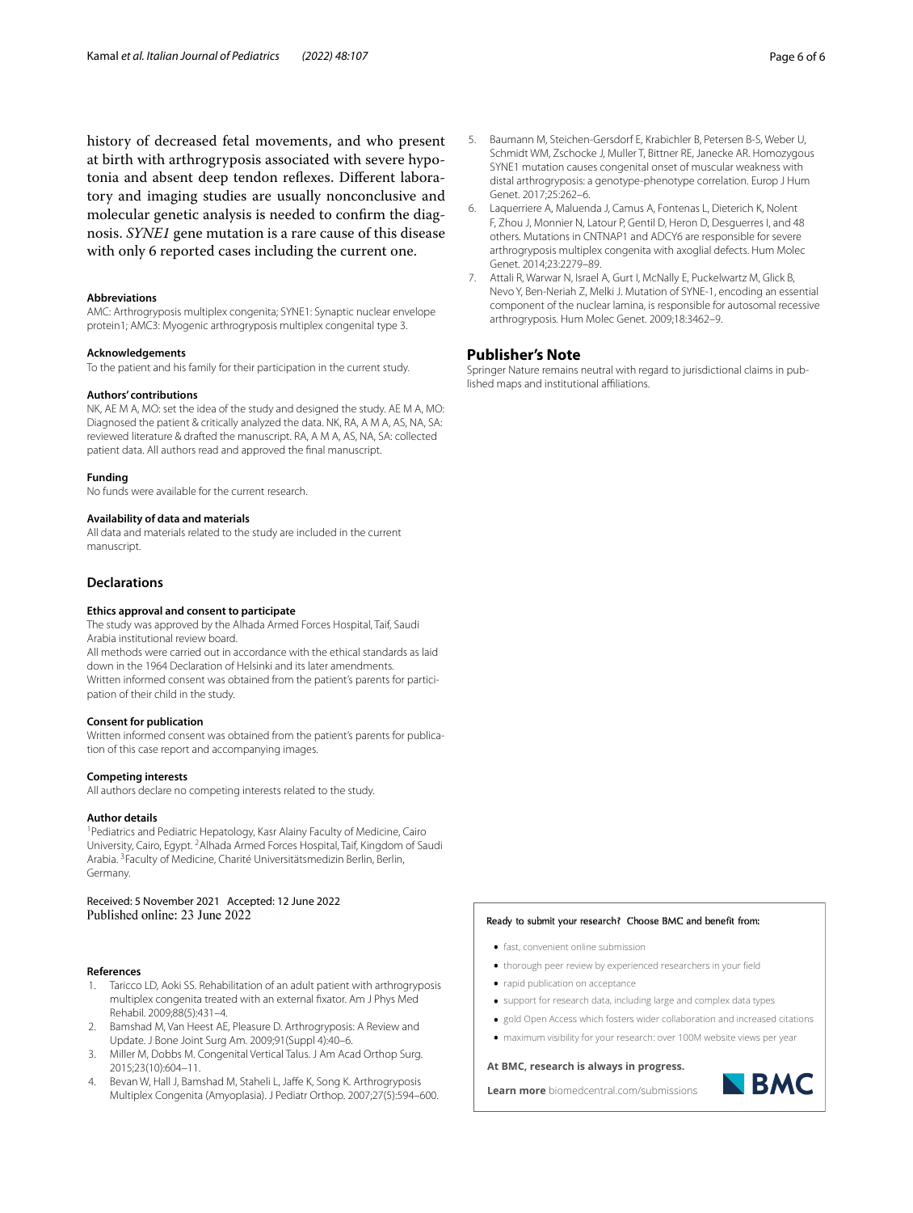history of decreased fetal movements, and who present at birth with arthrogryposis associated with severe hypotonia and absent deep tendon reflexes. Different laboratory and imaging studies are usually nonconclusive and molecular genetic analysis is needed to confirm the diagnosis. *SYNE1* gene mutation is a rare cause of this disease with only 6 reported cases including the current one.

#### Abbreviations
AMC: Arthrogryposis multiplex congenita; SYNE1: Synaptic nuclear envelope protein1; AMC3: Myogenic arthrogryposis multiplex congenital type 3.

#### Acknowledgements
To the patient and his family for their participation in the current study.

#### Authors' contributions
NK, AE M A, MO: set the idea of the study and designed the study. AE M A, MO: Diagnosed the patient & critically analyzed the data. NK, RA, A M A, AS, NA, SA: reviewed literature & drafted the manuscript. RA, A M A, AS, NA, SA: collected patient data. All authors read and approved the final manuscript.

#### Funding
No funds were available for the current research.

#### Availability of data and materials
All data and materials related to the study are included in the current manuscript.

## Declarations

#### Ethics approval and consent to participate
The study was approved by the Alhada Armed Forces Hospital, Taif, Saudi Arabia institutional review board.
All methods were carried out in accordance with the ethical standards as laid down in the 1964 Declaration of Helsinki and its later amendments.
Written informed consent was obtained from the patient's parents for participation of their child in the study.

#### Consent for publication
Written informed consent was obtained from the patient's parents for publication of this case report and accompanying images.

#### Competing interests
All authors declare no competing interests related to the study.

#### Author details
[1]Pediatrics and Pediatric Hepatology, Kasr Alainy Faculty of Medicine, Cairo University, Cairo, Egypt. [2]Alhada Armed Forces Hospital, Taif, Kingdom of Saudi Arabia. [3]Faculty of Medicine, Charité Universitätsmedizin Berlin, Berlin, Germany.

Received: 5 November 2021 Accepted: 12 June 2022
Published online: 23 June 2022

#### References
1. Taricco LD, Aoki SS. Rehabilitation of an adult patient with arthrogryposis multiplex congenita treated with an external fixator. Am J Phys Med Rehabil. 2009;88(5):431–4.
2. Bamshad M, Van Heest AE, Pleasure D. Arthrogryposis: A Review and Update. J Bone Joint Surg Am. 2009;91(Suppl 4):40–6.
3. Miller M, Dobbs M. Congenital Vertical Talus. J Am Acad Orthop Surg. 2015;23(10):604–11.
4. Bevan W, Hall J, Bamshad M, Staheli L, Jaffe K, Song K. Arthrogryposis Multiplex Congenita (Amyoplasia). J Pediatr Orthop. 2007;27(5):594–600.
5. Baumann M, Steichen-Gersdorf E, Krabichler B, Petersen B-S, Weber U, Schmidt WM, Zschocke J, Muller T, Bittner RE, Janecke AR. Homozygous SYNE1 mutation causes congenital onset of muscular weakness with distal arthrogryposis: a genotype-phenotype correlation. Europ J Hum Genet. 2017;25:262–6.
6. Laquerriere A, Maluenda J, Camus A, Fontenas L, Dieterich K, Nolent F, Zhou J, Monnier N, Latour P, Gentil D, Heron D, Desguerres I, and 48 others. Mutations in CNTNAP1 and ADCY6 are responsible for severe arthrogryposis multiplex congenita with axoglial defects. Hum Molec Genet. 2014;23:2279–89.
7. Attali R, Warwar N, Israel A, Gurt I, McNally E, Puckelwartz M, Glick B, Nevo Y, Ben-Neriah Z, Melki J. Mutation of SYNE-1, encoding an essential component of the nuclear lamina, is responsible for autosomal recessive arthrogryposis. Hum Molec Genet. 2009;18:3462–9.

## Publisher's Note
Springer Nature remains neutral with regard to jurisdictional claims in published maps and institutional affiliations.

Ready to submit your research? Choose BMC and benefit from:

- fast, convenient online submission
- thorough peer review by experienced researchers in your field
- rapid publication on acceptance
- support for research data, including large and complex data types
- gold Open Access which fosters wider collaboration and increased citations
- maximum visibility for your research: over 100M website views per year

**At BMC, research is always in progress.**

**Learn more** biomedcentral.com/submissions